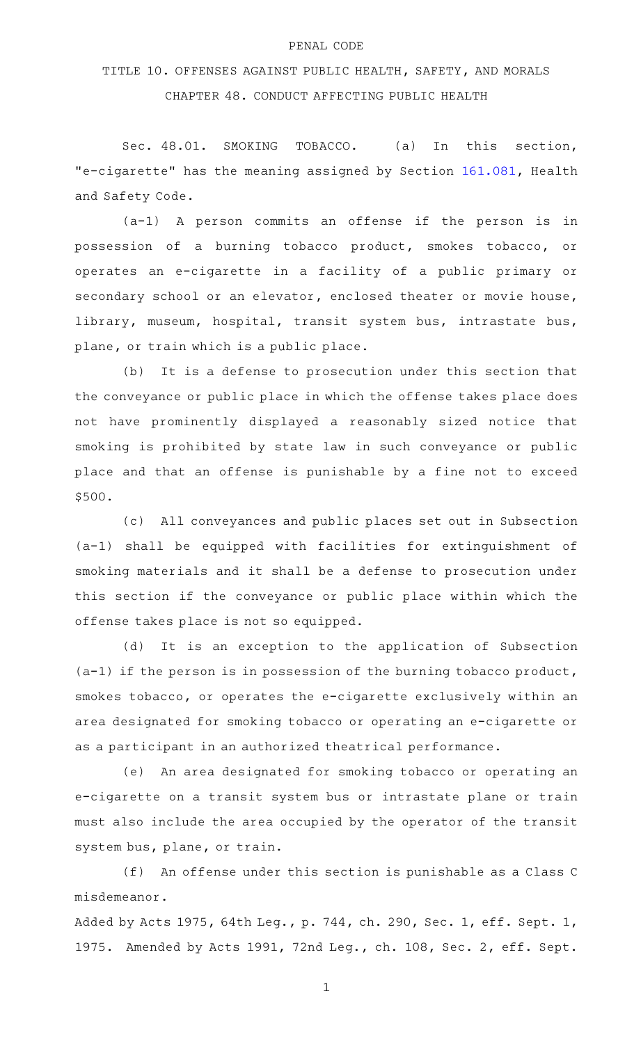PENAL CODE

# TITLE 10. OFFENSES AGAINST PUBLIC HEALTH, SAFETY, AND MORALS

## CHAPTER 48. CONDUCT AFFECTING PUBLIC HEALTH

Sec. 48.01. SMOKING TOBACCO. (a) In this section, "e-cigarette" has the meaning assigned by Section 161.081, Health and Safety Code.

(a-1) A person commits an offense if the person is in possession of a burning tobacco product, smokes tobacco, or operates an e-cigarette in a facility of a public primary or secondary school or an elevator, enclosed theater or movie house, library, museum, hospital, transit system bus, intrastate bus, plane, or train which is a public place.

(b) It is a defense to prosecution under this section that the conveyance or public place in which the offense takes place does not have prominently displayed a reasonably sized notice that smoking is prohibited by state law in such conveyance or public place and that an offense is punishable by a fine not to exceed $500.

(c) All conveyances and public places set out in Subsection (a-1) shall be equipped with facilities for extinguishment of smoking materials and it shall be a defense to prosecution under this section if the conveyance or public place within which the offense takes place is not so equipped.

(d) It is an exception to the application of Subsection (a-1) if the person is in possession of the burning tobacco product, smokes tobacco, or operates the e-cigarette exclusively within an area designated for smoking tobacco or operating an e-cigarette or as a participant in an authorized theatrical performance.

(e) An area designated for smoking tobacco or operating an e-cigarette on a transit system bus or intrastate plane or train must also include the area occupied by the operator of the transit system bus, plane, or train.

(f) An offense under this section is punishable as a Class C misdemeanor.

Added by Acts 1975, 64th Leg., p. 744, ch. 290, Sec. 1, eff. Sept. 1, 1975. Amended by Acts 1991, 72nd Leg., ch. 108, Sec. 2, eff. Sept.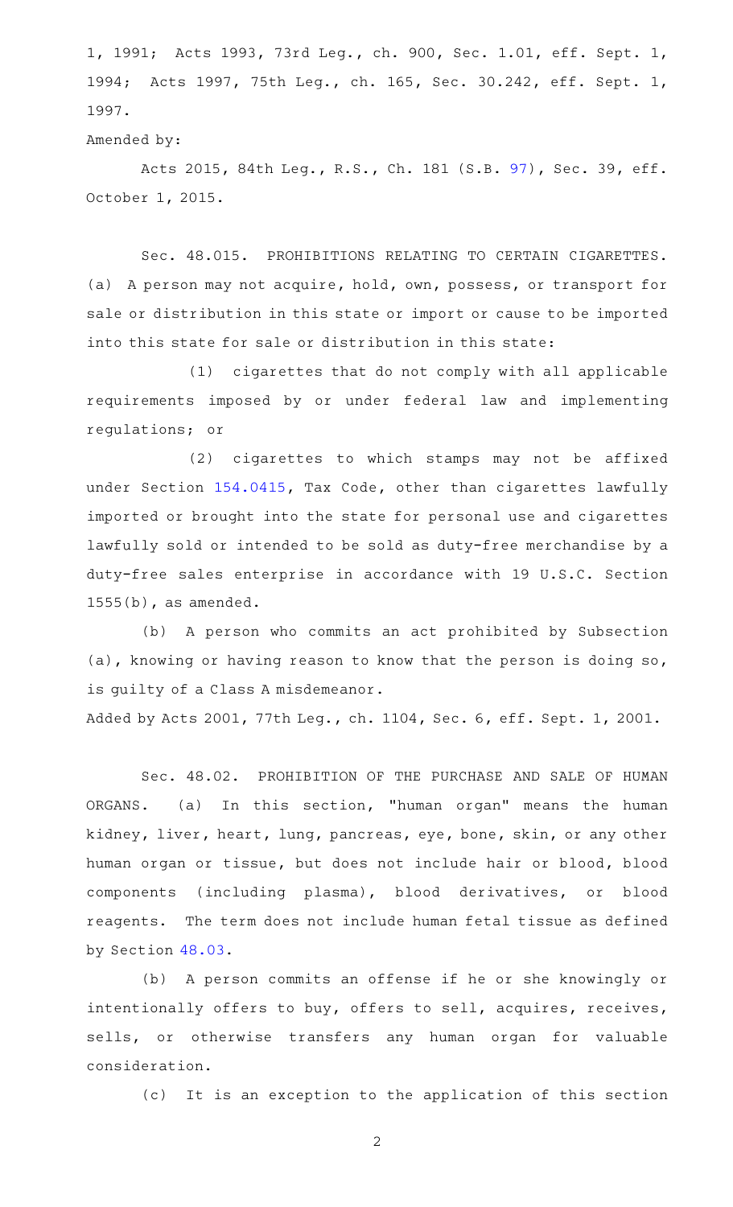1, 1991; Acts 1993, 73rd Leg., ch. 900, Sec. 1.01, eff. Sept. 1, 1994; Acts 1997, 75th Leg., ch. 165, Sec. 30.242, eff. Sept. 1, 1997.

Amended by:

Acts 2015, 84th Leg., R.S., Ch. 181 (S.B. 97), Sec. 39, eff. October 1, 2015.

Sec. 48.015. PROHIBITIONS RELATING TO CERTAIN CIGARETTES. (a) A person may not acquire, hold, own, possess, or transport for sale or distribution in this state or import or cause to be imported into this state for sale or distribution in this state:

(1) cigarettes that do not comply with all applicable requirements imposed by or under federal law and implementing regulations; or

(2) cigarettes to which stamps may not be affixed under Section 154.0415, Tax Code, other than cigarettes lawfully imported or brought into the state for personal use and cigarettes lawfully sold or intended to be sold as duty-free merchandise by a duty-free sales enterprise in accordance with 19 U.S.C. Section 1555(b), as amended.

(b) A person who commits an act prohibited by Subsection (a), knowing or having reason to know that the person is doing so, is guilty of a Class A misdemeanor.

Added by Acts 2001, 77th Leg., ch. 1104, Sec. 6, eff. Sept. 1, 2001.

Sec. 48.02. PROHIBITION OF THE PURCHASE AND SALE OF HUMAN ORGANS. (a) In this section, "human organ" means the human kidney, liver, heart, lung, pancreas, eye, bone, skin, or any other human organ or tissue, but does not include hair or blood, blood components (including plasma), blood derivatives, or blood reagents. The term does not include human fetal tissue as defined by Section 48.03.

(b) A person commits an offense if he or she knowingly or intentionally offers to buy, offers to sell, acquires, receives, sells, or otherwise transfers any human organ for valuable consideration.

(c) It is an exception to the application of this section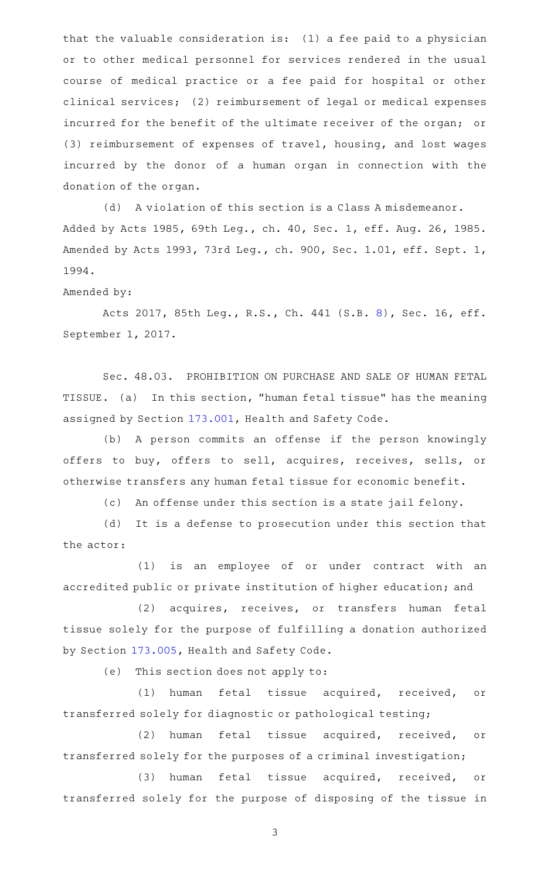that the valuable consideration is: (1) a fee paid to a physician or to other medical personnel for services rendered in the usual course of medical practice or a fee paid for hospital or other clinical services; (2) reimbursement of legal or medical expenses incurred for the benefit of the ultimate receiver of the organ; or (3) reimbursement of expenses of travel, housing, and lost wages incurred by the donor of a human organ in connection with the donation of the organ.

(d) A violation of this section is a Class A misdemeanor.

Added by Acts 1985, 69th Leg., ch. 40, Sec. 1, eff. Aug. 26, 1985. Amended by Acts 1993, 73rd Leg., ch. 900, Sec. 1.01, eff. Sept. 1, 1994.

Amended by:

Acts 2017, 85th Leg., R.S., Ch. 441 (S.B. 8), Sec. 16, eff. September 1, 2017.

Sec. 48.03. PROHIBITION ON PURCHASE AND SALE OF HUMAN FETAL TISSUE. (a) In this section, "human fetal tissue" has the meaning assigned by Section 173.001, Health and Safety Code.

(b) A person commits an offense if the person knowingly offers to buy, offers to sell, acquires, receives, sells, or otherwise transfers any human fetal tissue for economic benefit.

(c) An offense under this section is a state jail felony.

(d) It is a defense to prosecution under this section that the actor:

(1) is an employee of or under contract with an accredited public or private institution of higher education; and

(2) acquires, receives, or transfers human fetal tissue solely for the purpose of fulfilling a donation authorized by Section 173.005, Health and Safety Code.

(e) This section does not apply to:

(1) human fetal tissue acquired, received, or transferred solely for diagnostic or pathological testing;

(2) human fetal tissue acquired, received, or transferred solely for the purposes of a criminal investigation;

(3) human fetal tissue acquired, received, or transferred solely for the purpose of disposing of the tissue in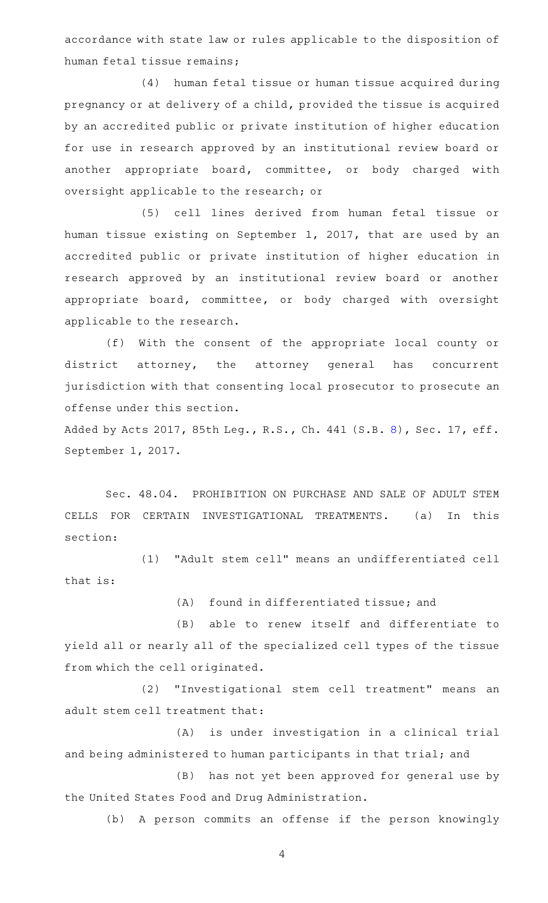accordance with state law or rules applicable to the disposition of human fetal tissue remains;

(4) human fetal tissue or human tissue acquired during pregnancy or at delivery of a child, provided the tissue is acquired by an accredited public or private institution of higher education for use in research approved by an institutional review board or another appropriate board, committee, or body charged with oversight applicable to the research; or

(5) cell lines derived from human fetal tissue or human tissue existing on September 1, 2017, that are used by an accredited public or private institution of higher education in research approved by an institutional review board or another appropriate board, committee, or body charged with oversight applicable to the research.

(f) With the consent of the appropriate local county or district attorney, the attorney general has concurrent jurisdiction with that consenting local prosecutor to prosecute an offense under this section.

Added by Acts 2017, 85th Leg., R.S., Ch. 441 (S.B. 8), Sec. 17, eff. September 1, 2017.

Sec. 48.04. PROHIBITION ON PURCHASE AND SALE OF ADULT STEM CELLS FOR CERTAIN INVESTIGATIONAL TREATMENTS. (a) In this section:

(1) "Adult stem cell" means an undifferentiated cell that is:

(A) found in differentiated tissue; and

(B) able to renew itself and differentiate to yield all or nearly all of the specialized cell types of the tissue from which the cell originated.

(2) "Investigational stem cell treatment" means an adult stem cell treatment that:

(A) is under investigation in a clinical trial and being administered to human participants in that trial; and

(B) has not yet been approved for general use by the United States Food and Drug Administration.

(b) A person commits an offense if the person knowingly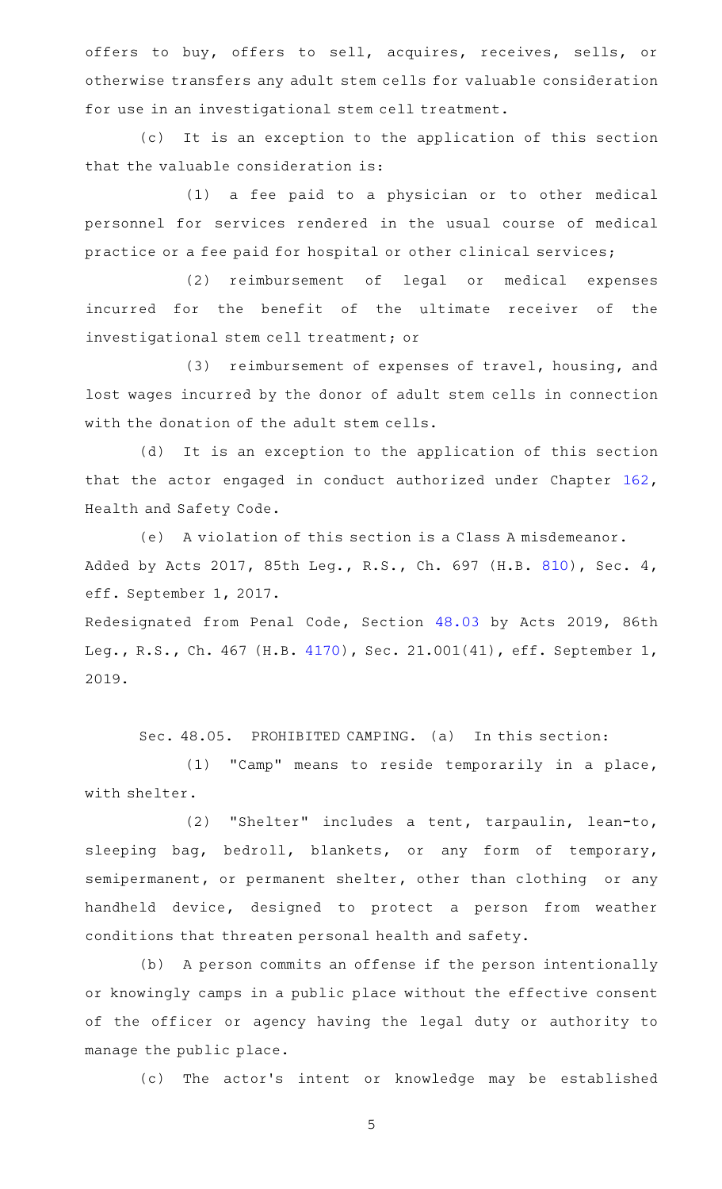offers to buy, offers to sell, acquires, receives, sells, or otherwise transfers any adult stem cells for valuable consideration for use in an investigational stem cell treatment.

(c) It is an exception to the application of this section that the valuable consideration is:

(1) a fee paid to a physician or to other medical personnel for services rendered in the usual course of medical practice or a fee paid for hospital or other clinical services;

(2) reimbursement of legal or medical expenses incurred for the benefit of the ultimate receiver of the investigational stem cell treatment; or

(3) reimbursement of expenses of travel, housing, and lost wages incurred by the donor of adult stem cells in connection with the donation of the adult stem cells.

(d) It is an exception to the application of this section that the actor engaged in conduct authorized under Chapter 162, Health and Safety Code.

(e) A violation of this section is a Class A misdemeanor.

Added by Acts 2017, 85th Leg., R.S., Ch. 697 (H.B. 810), Sec. 4, eff. September 1, 2017.

Redesignated from Penal Code, Section 48.03 by Acts 2019, 86th Leg., R.S., Ch. 467 (H.B. 4170), Sec. 21.001(41), eff. September 1, 2019.

Sec. 48.05. PROHIBITED CAMPING. (a) In this section:

(1) "Camp" means to reside temporarily in a place, with shelter.

(2) "Shelter" includes a tent, tarpaulin, lean-to, sleeping bag, bedroll, blankets, or any form of temporary, semipermanent, or permanent shelter, other than clothing or any handheld device, designed to protect a person from weather conditions that threaten personal health and safety.

(b) A person commits an offense if the person intentionally or knowingly camps in a public place without the effective consent of the officer or agency having the legal duty or authority to manage the public place.

(c) The actor's intent or knowledge may be established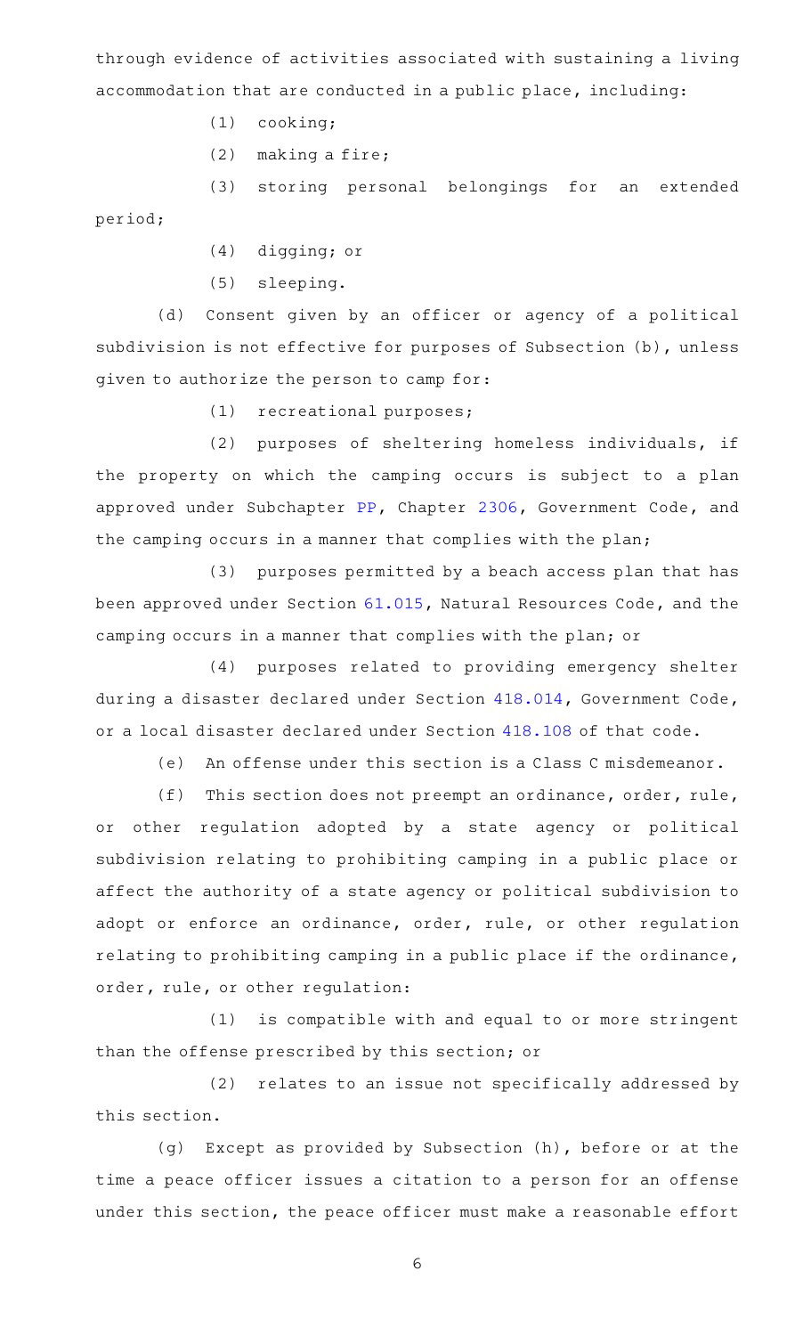through evidence of activities associated with sustaining a living accommodation that are conducted in a public place, including:

(1) cooking;

(2) making a fire;

(3) storing personal belongings for an extended period;

(4) digging; or

(5) sleeping.

(d) Consent given by an officer or agency of a political subdivision is not effective for purposes of Subsection (b), unless given to authorize the person to camp for:

(1) recreational purposes;

(2) purposes of sheltering homeless individuals, if the property on which the camping occurs is subject to a plan approved under Subchapter PP, Chapter 2306, Government Code, and the camping occurs in a manner that complies with the plan;

(3) purposes permitted by a beach access plan that has been approved under Section 61.015, Natural Resources Code, and the camping occurs in a manner that complies with the plan; or

(4) purposes related to providing emergency shelter during a disaster declared under Section 418.014, Government Code, or a local disaster declared under Section 418.108 of that code.

(e) An offense under this section is a Class C misdemeanor.

(f) This section does not preempt an ordinance, order, rule, or other regulation adopted by a state agency or political subdivision relating to prohibiting camping in a public place or affect the authority of a state agency or political subdivision to adopt or enforce an ordinance, order, rule, or other regulation relating to prohibiting camping in a public place if the ordinance, order, rule, or other regulation:

(1) is compatible with and equal to or more stringent than the offense prescribed by this section; or

(2) relates to an issue not specifically addressed by this section.

(g) Except as provided by Subsection (h), before or at the time a peace officer issues a citation to a person for an offense under this section, the peace officer must make a reasonable effort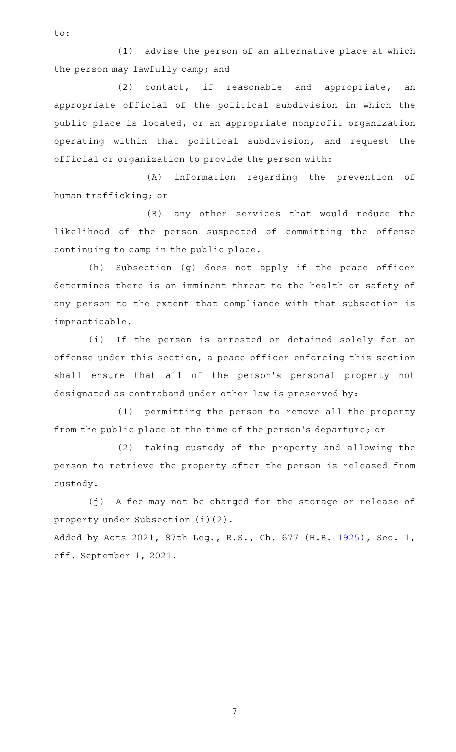to:

(1) advise the person of an alternative place at which the person may lawfully camp; and

(2) contact, if reasonable and appropriate, an appropriate official of the political subdivision in which the public place is located, or an appropriate nonprofit organization operating within that political subdivision, and request the official or organization to provide the person with:

(A) information regarding the prevention of human trafficking; or

(B) any other services that would reduce the likelihood of the person suspected of committing the offense continuing to camp in the public place.

(h) Subsection (g) does not apply if the peace officer determines there is an imminent threat to the health or safety of any person to the extent that compliance with that subsection is impracticable.

(i) If the person is arrested or detained solely for an offense under this section, a peace officer enforcing this section shall ensure that all of the person's personal property not designated as contraband under other law is preserved by:

(1) permitting the person to remove all the property from the public place at the time of the person's departure; or

(2) taking custody of the property and allowing the person to retrieve the property after the person is released from custody.

(j) A fee may not be charged for the storage or release of property under Subsection (i)(2).

Added by Acts 2021, 87th Leg., R.S., Ch. 677 (H.B. 1925), Sec. 1, eff. September 1, 2021.